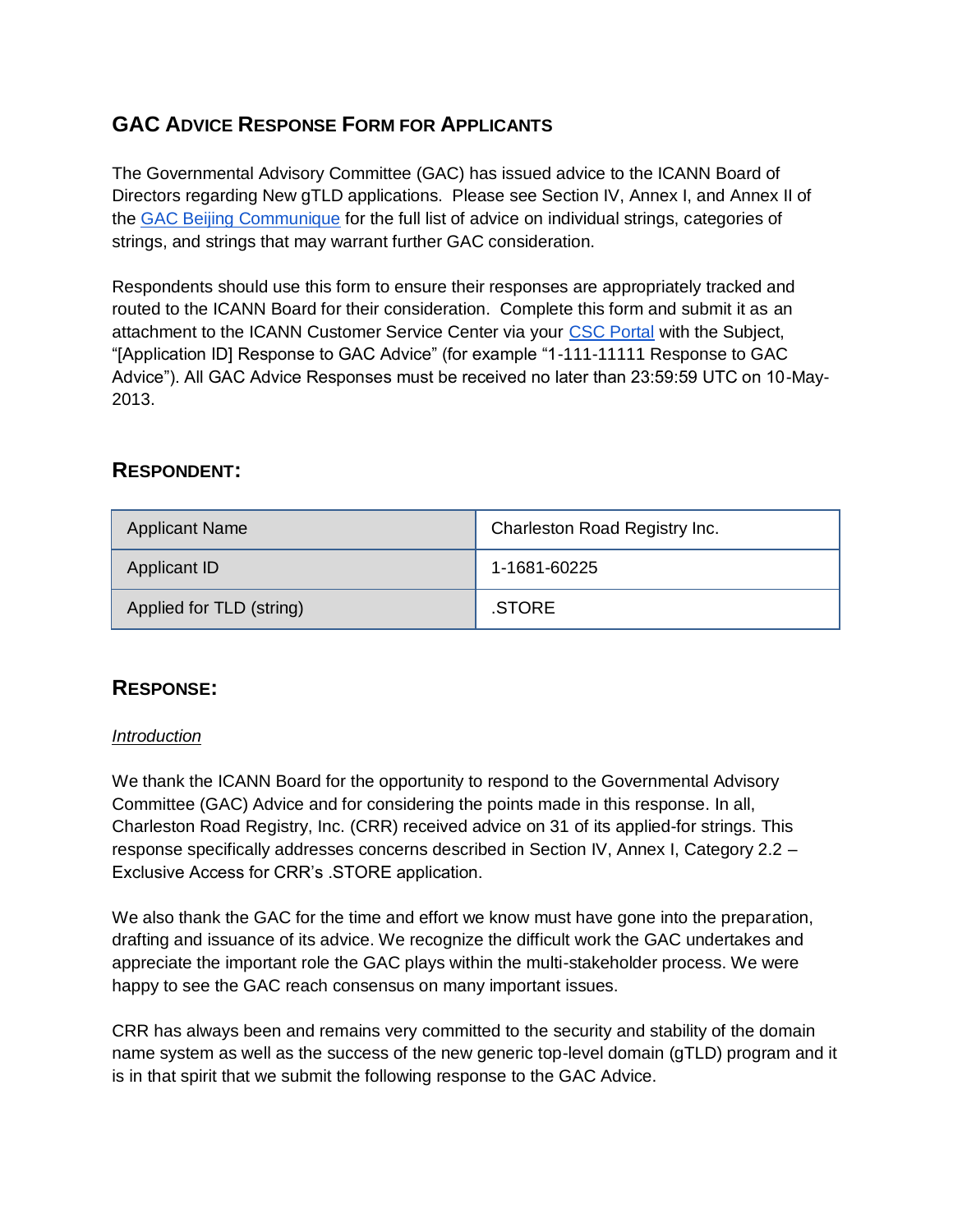## GAC ADVICE RESPONSE FORM FOR APPLICANTS

The Governmental Advisory Committee (GAC) has issued advice to the ICANN Board of Directors regarding New gTLD applications. Please see Section IV, Annex I, and Annex II of the [GAC Beijing Communique](#) for the full list of advice on individual strings, categories of strings, and strings that may warrant further GAC consideration.

Respondents should use this form to ensure their responses are appropriately tracked and routed to the ICANN Board for their consideration. Complete this form and submit it as an attachment to the ICANN Customer Service Center via your [CSC Portal](#) with the Subject, "[Application ID] Response to GAC Advice" (for example "1-111-11111 Response to GAC Advice"). All GAC Advice Responses must be received no later than 23:59:59 UTC on 10-May-2013.

### RESPONDENT:

| Applicant Name | Charleston Road Registry Inc. |
|---|---|
| Applicant ID | 1-1681-60225 |
| Applied for TLD (string) | .STORE |

### RESPONSE:

*Introduction*

We thank the ICANN Board for the opportunity to respond to the Governmental Advisory Committee (GAC) Advice and for considering the points made in this response. In all, Charleston Road Registry, Inc. (CRR) received advice on 31 of its applied-for strings. This response specifically addresses concerns described in Section IV, Annex I, Category 2.2 – Exclusive Access for CRR's .STORE application.

We also thank the GAC for the time and effort we know must have gone into the preparation, drafting and issuance of its advice. We recognize the difficult work the GAC undertakes and appreciate the important role the GAC plays within the multi-stakeholder process. We were happy to see the GAC reach consensus on many important issues.

CRR has always been and remains very committed to the security and stability of the domain name system as well as the success of the new generic top-level domain (gTLD) program and it is in that spirit that we submit the following response to the GAC Advice.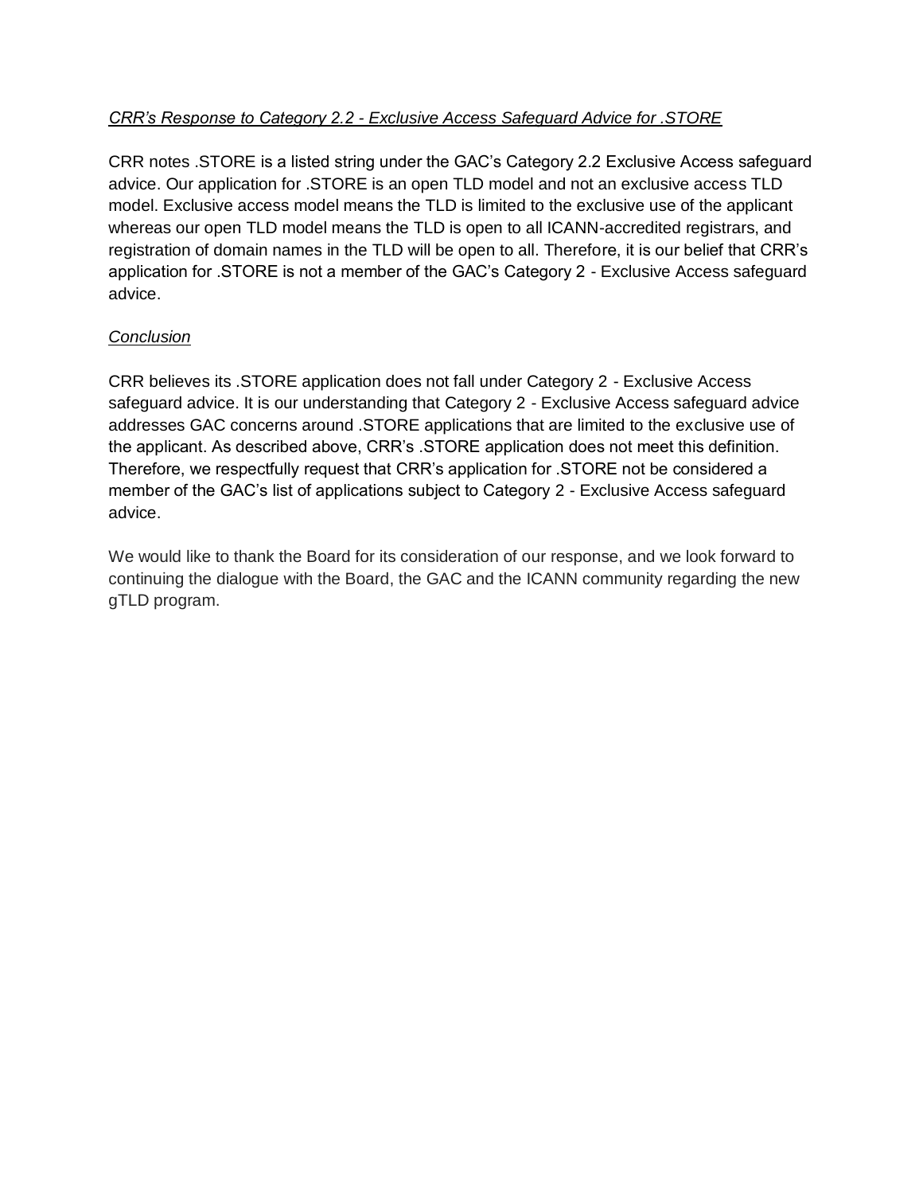*CRR's Response to Category 2.2 - Exclusive Access Safeguard Advice for .STORE*

CRR notes .STORE is a listed string under the GAC's Category 2.2 Exclusive Access safeguard advice. Our application for .STORE is an open TLD model and not an exclusive access TLD model. Exclusive access model means the TLD is limited to the exclusive use of the applicant whereas our open TLD model means the TLD is open to all ICANN-accredited registrars, and registration of domain names in the TLD will be open to all. Therefore, it is our belief that CRR's application for .STORE is not a member of the GAC's Category 2 - Exclusive Access safeguard advice.

*Conclusion*

CRR believes its .STORE application does not fall under Category 2 - Exclusive Access safeguard advice. It is our understanding that Category 2 - Exclusive Access safeguard advice addresses GAC concerns around .STORE applications that are limited to the exclusive use of the applicant. As described above, CRR's .STORE application does not meet this definition. Therefore, we respectfully request that CRR's application for .STORE not be considered a member of the GAC's list of applications subject to Category 2 - Exclusive Access safeguard advice.

We would like to thank the Board for its consideration of our response, and we look forward to continuing the dialogue with the Board, the GAC and the ICANN community regarding the new gTLD program.